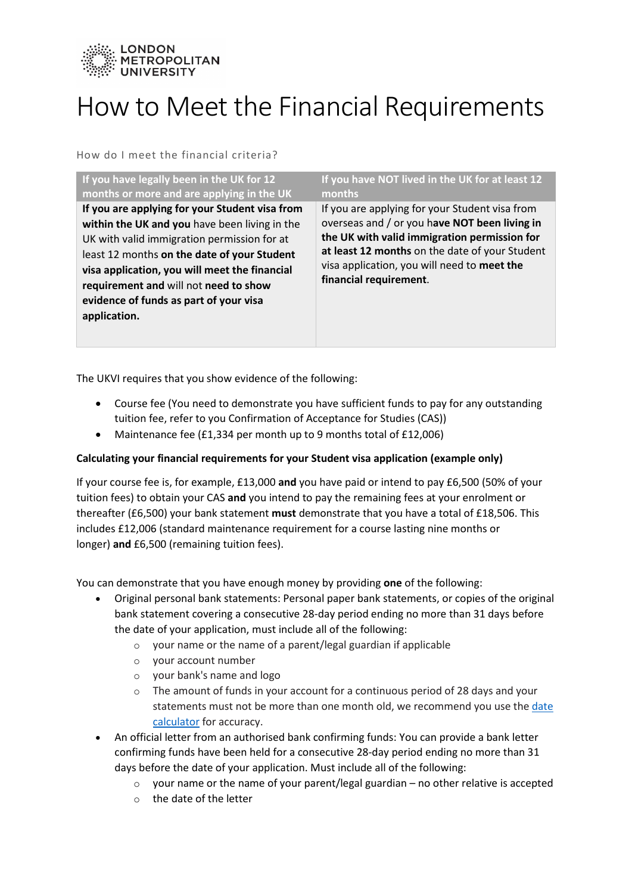# How to Meet the Financial Requirements

How do I meet the financial criteria?

| If you have legally been in the UK for 12 months or more and are applying in the UK | If you have NOT lived in the UK for at least 12 months |
|---|---|
| **If you are applying for your Student visa from within the UK and you** have been living in the UK with valid immigration permission for at least 12 months **on the date of your Student visa application, you will meet the financial requirement and** will not **need to show evidence of funds as part of your visa application.** | If you are applying for your Student visa from overseas and / or you h**ave NOT been living in the UK with valid immigration permission for at least 12 months** on the date of your Student visa application, you will need to **meet the financial requirement**. |

The UKVI requires that you show evidence of the following:

- Course fee (You need to demonstrate you have sufficient funds to pay for any outstanding tuition fee, refer to you Confirmation of Acceptance for Studies (CAS))
- Maintenance fee (£1,334 per month up to 9 months total of £12,006)

**Calculating your financial requirements for your Student visa application (example only)**

If your course fee is, for example, £13,000 **and** you have paid or intend to pay £6,500 (50% of your tuition fees) to obtain your CAS **and** you intend to pay the remaining fees at your enrolment or thereafter (£6,500) your bank statement **must** demonstrate that you have a total of £18,506. This includes £12,006 (standard maintenance requirement for a course lasting nine months or longer) **and** £6,500 (remaining tuition fees).

You can demonstrate that you have enough money by providing **one** of the following:

- Original personal bank statements: Personal paper bank statements, or copies of the original bank statement covering a consecutive 28-day period ending no more than 31 days before the date of your application, must include all of the following:
  - your name or the name of a parent/legal guardian if applicable
  - your account number
  - your bank's name and logo
  - The amount of funds in your account for a continuous period of 28 days and your statements must not be more than one month old, we recommend you use the date calculator for accuracy.
- An official letter from an authorised bank confirming funds: You can provide a bank letter confirming funds have been held for a consecutive 28-day period ending no more than 31 days before the date of your application. Must include all of the following:
  - your name or the name of your parent/legal guardian – no other relative is accepted
  - the date of the letter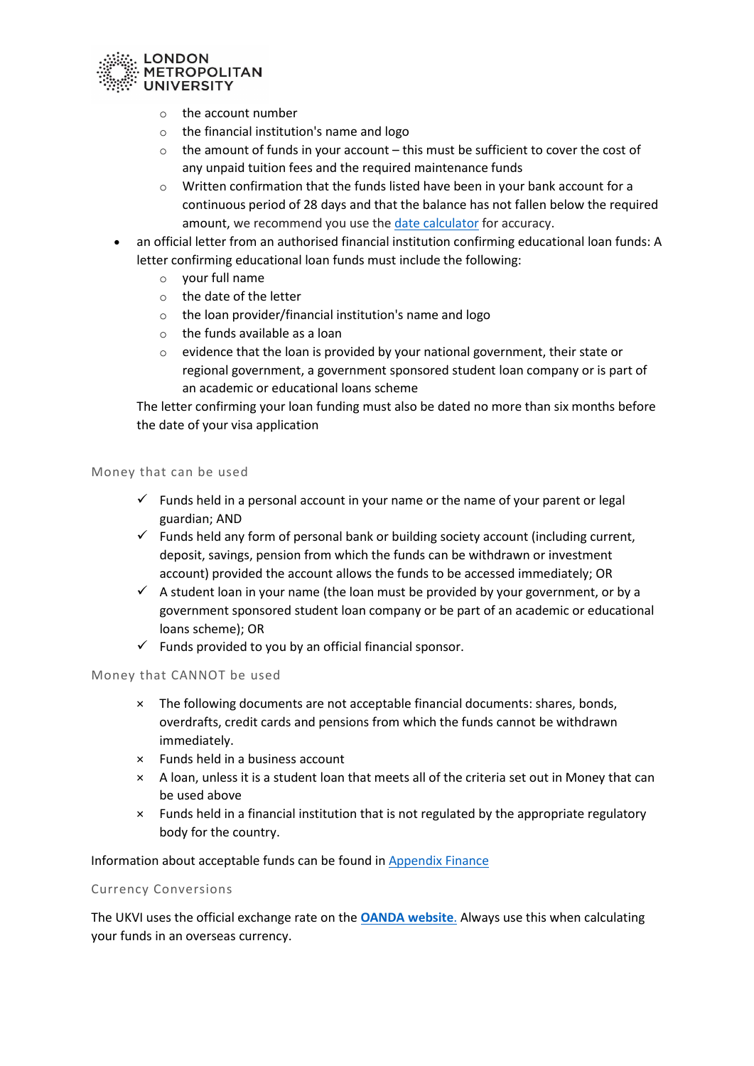- the account number
  - the financial institution's name and logo
  - the amount of funds in your account – this must be sufficient to cover the cost of any unpaid tuition fees and the required maintenance funds
  - Written confirmation that the funds listed have been in your bank account for a continuous period of 28 days and that the balance has not fallen below the required amount, we recommend you use the [date calculator](date calculator) for accuracy.
- an official letter from an authorised financial institution confirming educational loan funds: A letter confirming educational loan funds must include the following:
  - your full name
  - the date of the letter
  - the loan provider/financial institution's name and logo
  - the funds available as a loan
  - evidence that the loan is provided by your national government, their state or regional government, a government sponsored student loan company or is part of an academic or educational loans scheme

  The letter confirming your loan funding must also be dated no more than six months before the date of your visa application

### Money that can be used

- ✓ Funds held in a personal account in your name or the name of your parent or legal guardian; AND
- ✓ Funds held any form of personal bank or building society account (including current, deposit, savings, pension from which the funds can be withdrawn or investment account) provided the account allows the funds to be accessed immediately; OR
- ✓ A student loan in your name (the loan must be provided by your government, or by a government sponsored student loan company or be part of an academic or educational loans scheme); OR
- ✓ Funds provided to you by an official financial sponsor.

### Money that CANNOT be used

- × The following documents are not acceptable financial documents: shares, bonds, overdrafts, credit cards and pensions from which the funds cannot be withdrawn immediately.
- × Funds held in a business account
- × A loan, unless it is a student loan that meets all of the criteria set out in Money that can be used above
- × Funds held in a financial institution that is not regulated by the appropriate regulatory body for the country.

Information about acceptable funds can be found in [Appendix Finance](Appendix Finance)

### Currency Conversions

The UKVI uses the official exchange rate on the **[OANDA website](OANDA website)**. Always use this when calculating your funds in an overseas currency.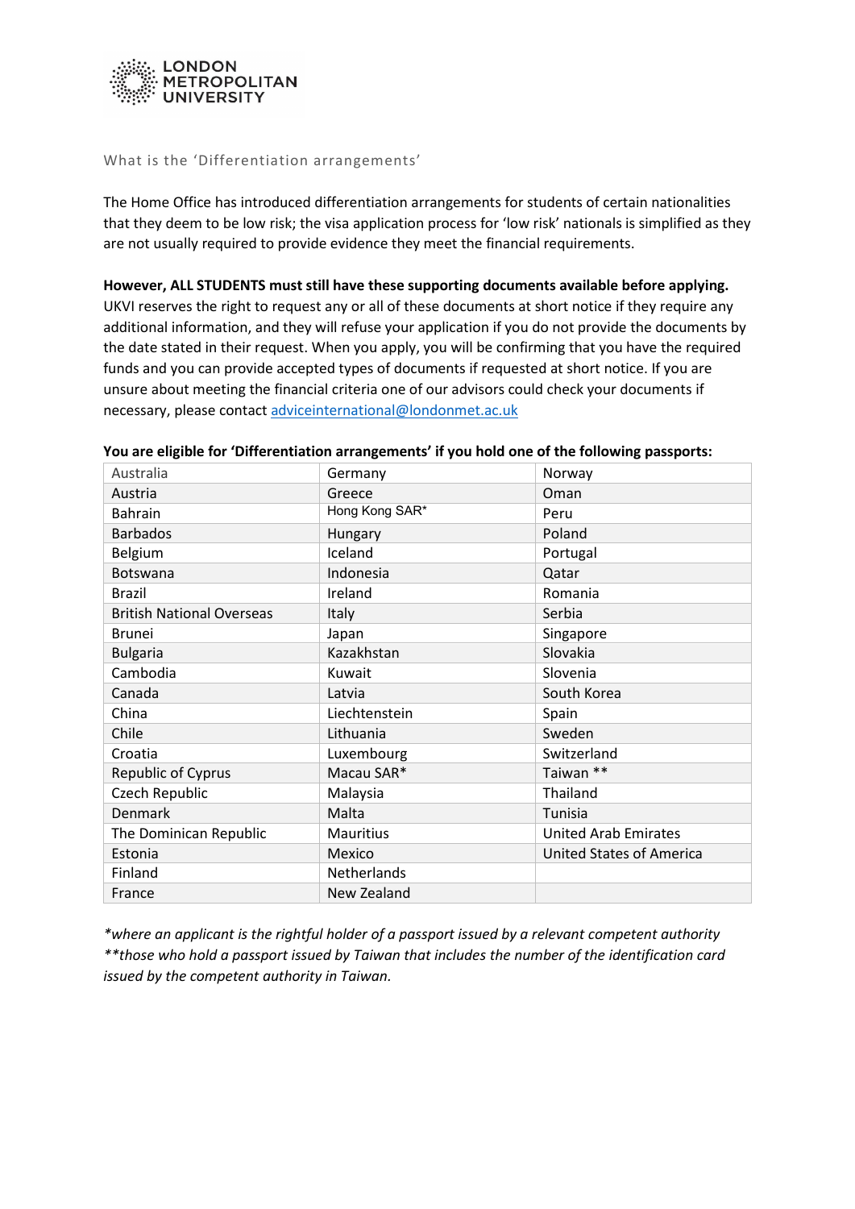What is the 'Differentiation arrangements'

The Home Office has introduced differentiation arrangements for students of certain nationalities that they deem to be low risk; the visa application process for 'low risk' nationals is simplified as they are not usually required to provide evidence they meet the financial requirements.

**However, ALL STUDENTS must still have these supporting documents available before applying.** UKVI reserves the right to request any or all of these documents at short notice if they require any additional information, and they will refuse your application if you do not provide the documents by the date stated in their request. When you apply, you will be confirming that you have the required funds and you can provide accepted types of documents if requested at short notice. If you are unsure about meeting the financial criteria one of our advisors could check your documents if necessary, please contact adviceinternational@londonmet.ac.uk

**You are eligible for 'Differentiation arrangements' if you hold one of the following passports:**

| | | |
|---|---|---|
| Australia | Germany | Norway |
| Austria | Greece | Oman |
| Bahrain | Hong Kong SAR* | Peru |
| Barbados | Hungary | Poland |
| Belgium | Iceland | Portugal |
| Botswana | Indonesia | Qatar |
| Brazil | Ireland | Romania |
| British National Overseas | Italy | Serbia |
| Brunei | Japan | Singapore |
| Bulgaria | Kazakhstan | Slovakia |
| Cambodia | Kuwait | Slovenia |
| Canada | Latvia | South Korea |
| China | Liechtenstein | Spain |
| Chile | Lithuania | Sweden |
| Croatia | Luxembourg | Switzerland |
| Republic of Cyprus | Macau SAR* | Taiwan ** |
| Czech Republic | Malaysia | Thailand |
| Denmark | Malta | Tunisia |
| The Dominican Republic | Mauritius | United Arab Emirates |
| Estonia | Mexico | United States of America |
| Finland | Netherlands | |
| France | New Zealand | |

*\*where an applicant is the rightful holder of a passport issued by a relevant competent authority*
*\*\*those who hold a passport issued by Taiwan that includes the number of the identification card issued by the competent authority in Taiwan.*